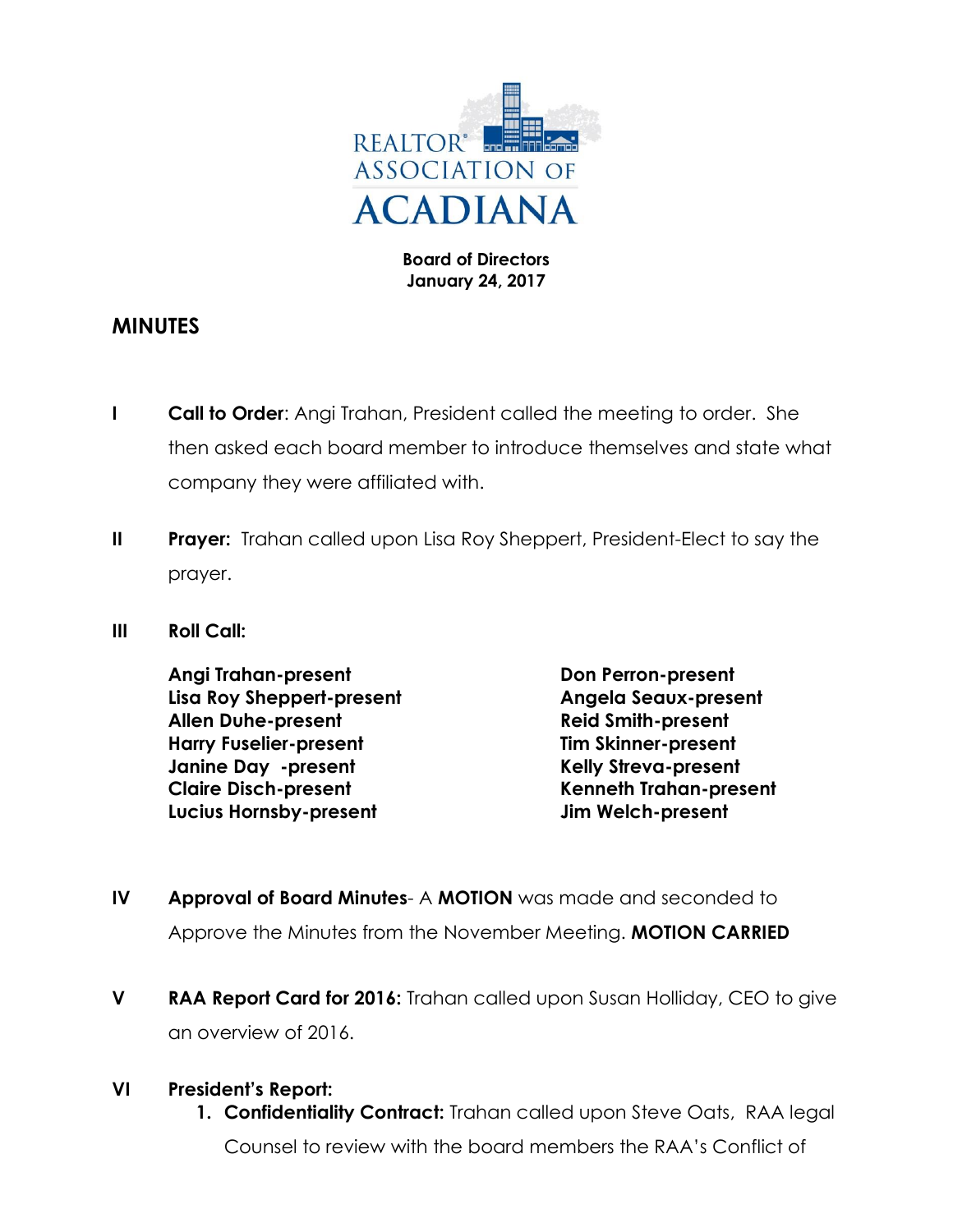REALTOR® ASSOCIATION OF ACADIANA

**Board of Directors**
**January 24, 2017**

# MINUTES

**I** **Call to Order**: Angi Trahan, President called the meeting to order. She then asked each board member to introduce themselves and state what company they were affiliated with.

**II** **Prayer:** Trahan called upon Lisa Roy Sheppert, President-Elect to say the prayer.

**III** **Roll Call:**

**Angi Trahan-present**
**Lisa Roy Sheppert-present**
**Allen Duhe-present**
**Harry Fuselier-present**
**Janine Day -present**
**Claire Disch-present**
**Lucius Hornsby-present**
**Don Perron-present**
**Angela Seaux-present**
**Reid Smith-present**
**Tim Skinner-present**
**Kelly Streva-present**
**Kenneth Trahan-present**
**Jim Welch-present**

**IV** **Approval of Board Minutes**- A **MOTION** was made and seconded to Approve the Minutes from the November Meeting. **MOTION CARRIED**

**V** **RAA Report Card for 2016:** Trahan called upon Susan Holliday, CEO to give an overview of 2016.

**VI** **President's Report:**

1. **Confidentiality Contract:** Trahan called upon Steve Oats, RAA legal Counsel to review with the board members the RAA's Conflict of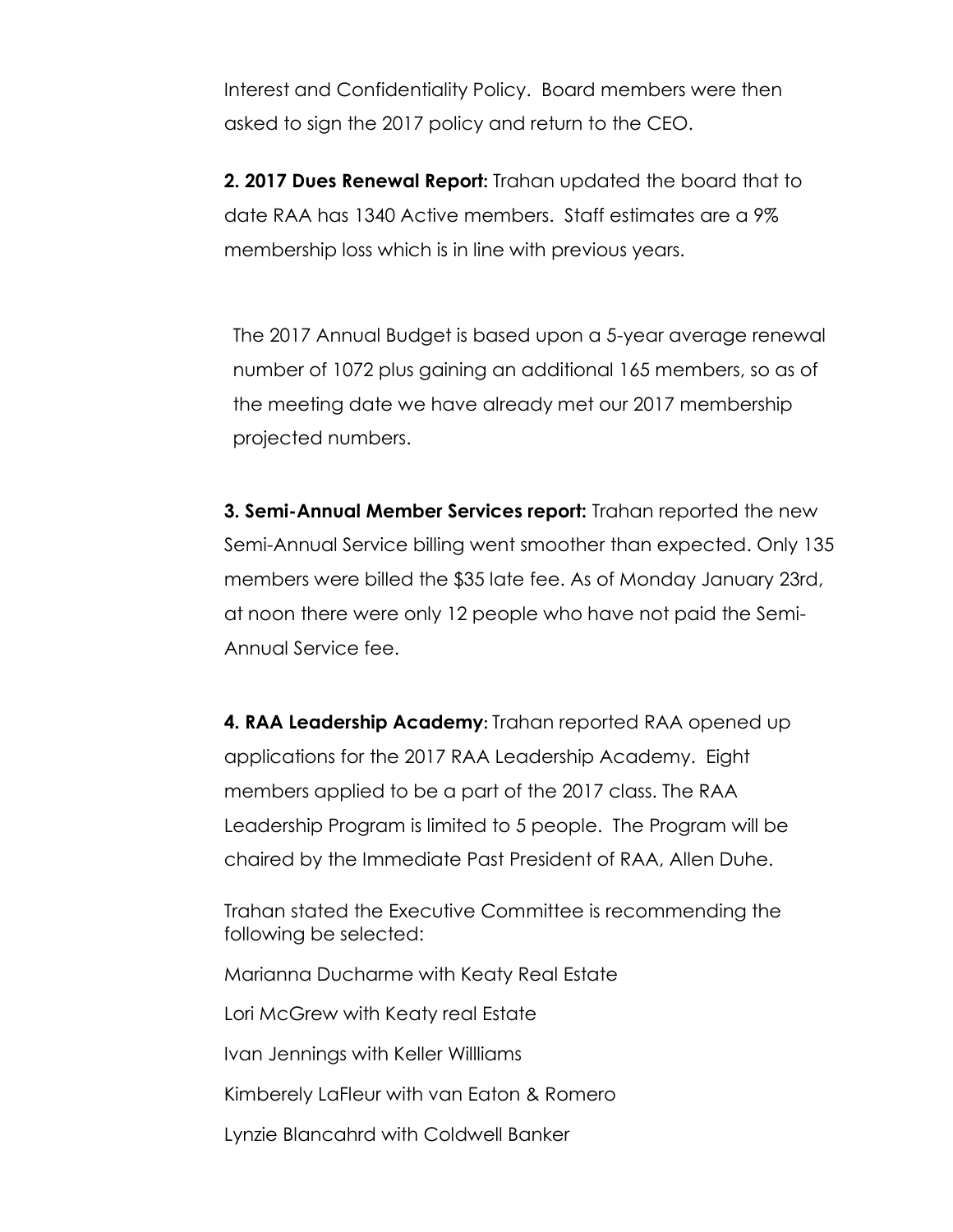Interest and Confidentiality Policy. Board members were then asked to sign the 2017 policy and return to the CEO.

**2. 2017 Dues Renewal Report:** Trahan updated the board that to date RAA has 1340 Active members. Staff estimates are a 9% membership loss which is in line with previous years.

The 2017 Annual Budget is based upon a 5-year average renewal number of 1072 plus gaining an additional 165 members, so as of the meeting date we have already met our 2017 membership projected numbers.

**3. Semi-Annual Member Services report:** Trahan reported the new Semi-Annual Service billing went smoother than expected. Only 135 members were billed the $35 late fee. As of Monday January 23rd, at noon there were only 12 people who have not paid the Semi-Annual Service fee.

**4. RAA Leadership Academy**: Trahan reported RAA opened up applications for the 2017 RAA Leadership Academy. Eight members applied to be a part of the 2017 class. The RAA Leadership Program is limited to 5 people. The Program will be chaired by the Immediate Past President of RAA, Allen Duhe.

Trahan stated the Executive Committee is recommending the following be selected:

Marianna Ducharme with Keaty Real Estate

Lori McGrew with Keaty real Estate

Ivan Jennings with Keller Willliams

Kimberely LaFleur with van Eaton & Romero

Lynzie Blancahrd with Coldwell Banker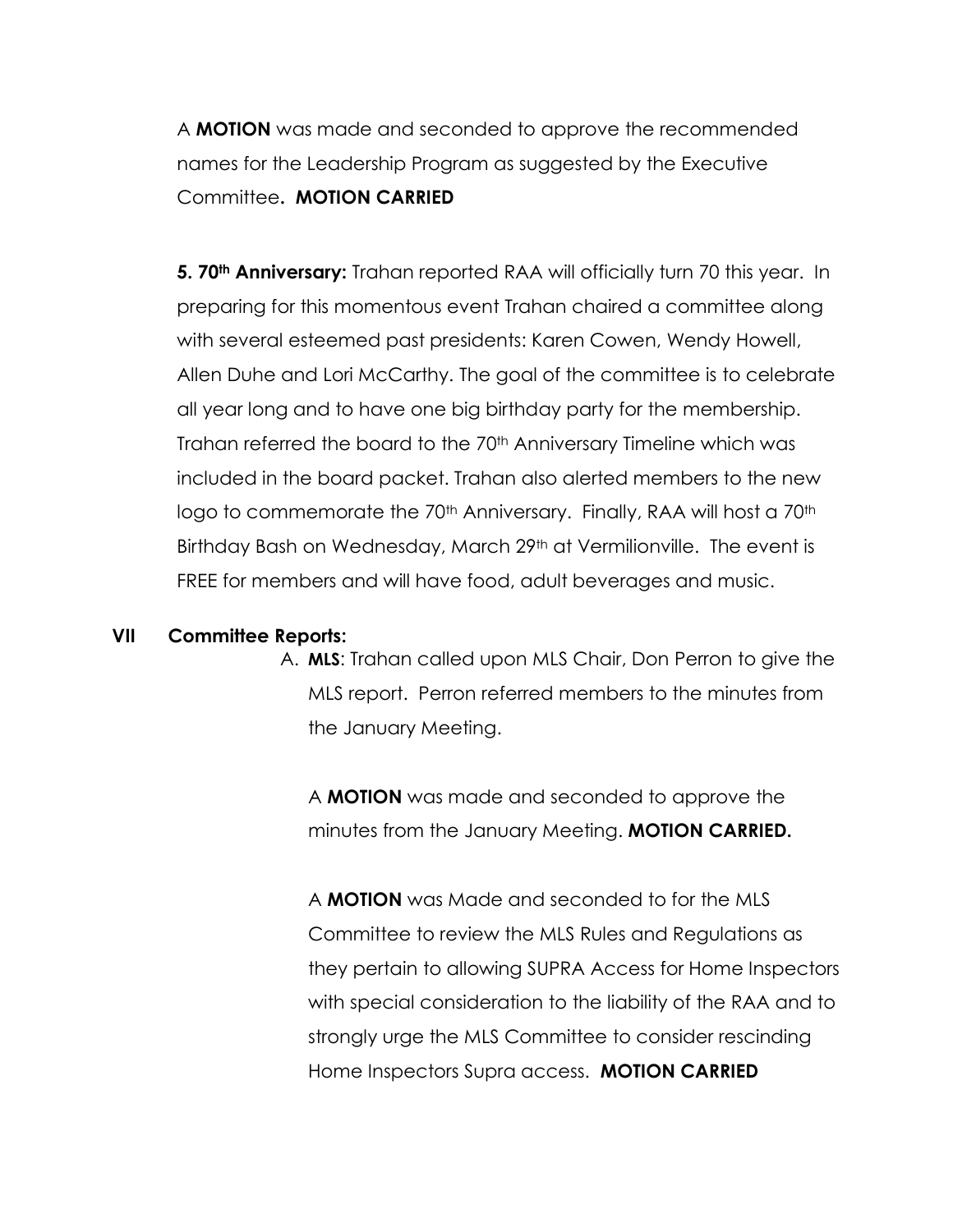A **MOTION** was made and seconded to approve the recommended names for the Leadership Program as suggested by the Executive Committee**. MOTION CARRIED**

**5. 70th Anniversary:** Trahan reported RAA will officially turn 70 this year. In preparing for this momentous event Trahan chaired a committee along with several esteemed past presidents: Karen Cowen, Wendy Howell, Allen Duhe and Lori McCarthy. The goal of the committee is to celebrate all year long and to have one big birthday party for the membership. Trahan referred the board to the 70th Anniversary Timeline which was included in the board packet. Trahan also alerted members to the new logo to commemorate the 70th Anniversary. Finally, RAA will host a 70th Birthday Bash on Wednesday, March 29th at Vermilionville. The event is FREE for members and will have food, adult beverages and music.

## VII Committee Reports:

A. **MLS**: Trahan called upon MLS Chair, Don Perron to give the MLS report. Perron referred members to the minutes from the January Meeting.

A **MOTION** was made and seconded to approve the minutes from the January Meeting. **MOTION CARRIED.**

A **MOTION** was Made and seconded to for the MLS Committee to review the MLS Rules and Regulations as they pertain to allowing SUPRA Access for Home Inspectors with special consideration to the liability of the RAA and to strongly urge the MLS Committee to consider rescinding Home Inspectors Supra access. **MOTION CARRIED**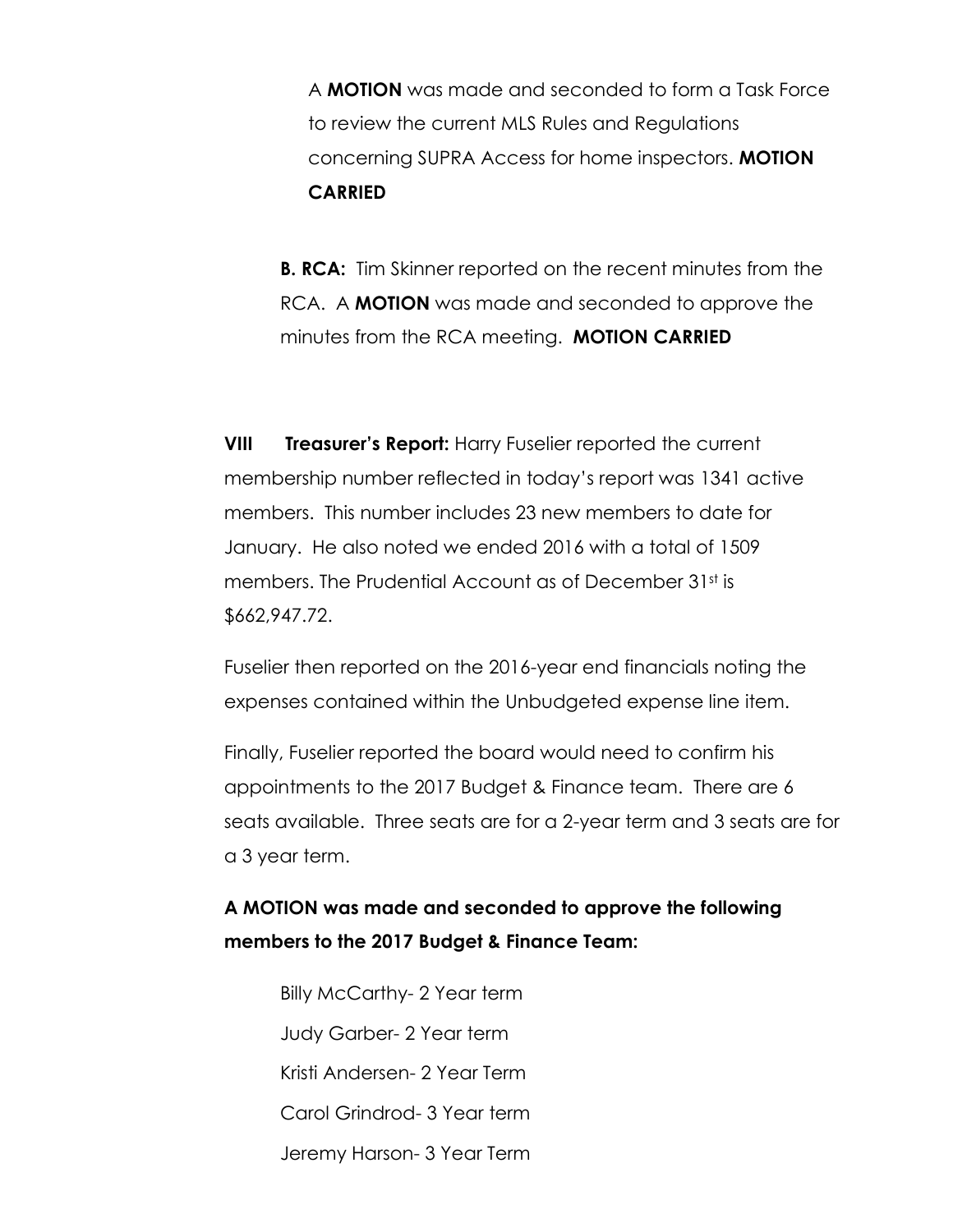A **MOTION** was made and seconded to form a Task Force to review the current MLS Rules and Regulations concerning SUPRA Access for home inspectors. **MOTION CARRIED**

**B. RCA:** Tim Skinner reported on the recent minutes from the RCA. A **MOTION** was made and seconded to approve the minutes from the RCA meeting. **MOTION CARRIED**

**VIII Treasurer's Report:** Harry Fuselier reported the current membership number reflected in today's report was 1341 active members. This number includes 23 new members to date for January. He also noted we ended 2016 with a total of 1509 members. The Prudential Account as of December 31st is $662,947.72.

Fuselier then reported on the 2016-year end financials noting the expenses contained within the Unbudgeted expense line item.

Finally, Fuselier reported the board would need to confirm his appointments to the 2017 Budget & Finance team. There are 6 seats available. Three seats are for a 2-year term and 3 seats are for a 3 year term.

**A MOTION was made and seconded to approve the following members to the 2017 Budget & Finance Team:**

Billy McCarthy- 2 Year term  
Judy Garber- 2 Year term  
Kristi Andersen- 2 Year Term  
Carol Grindrod- 3 Year term  
Jeremy Harson- 3 Year Term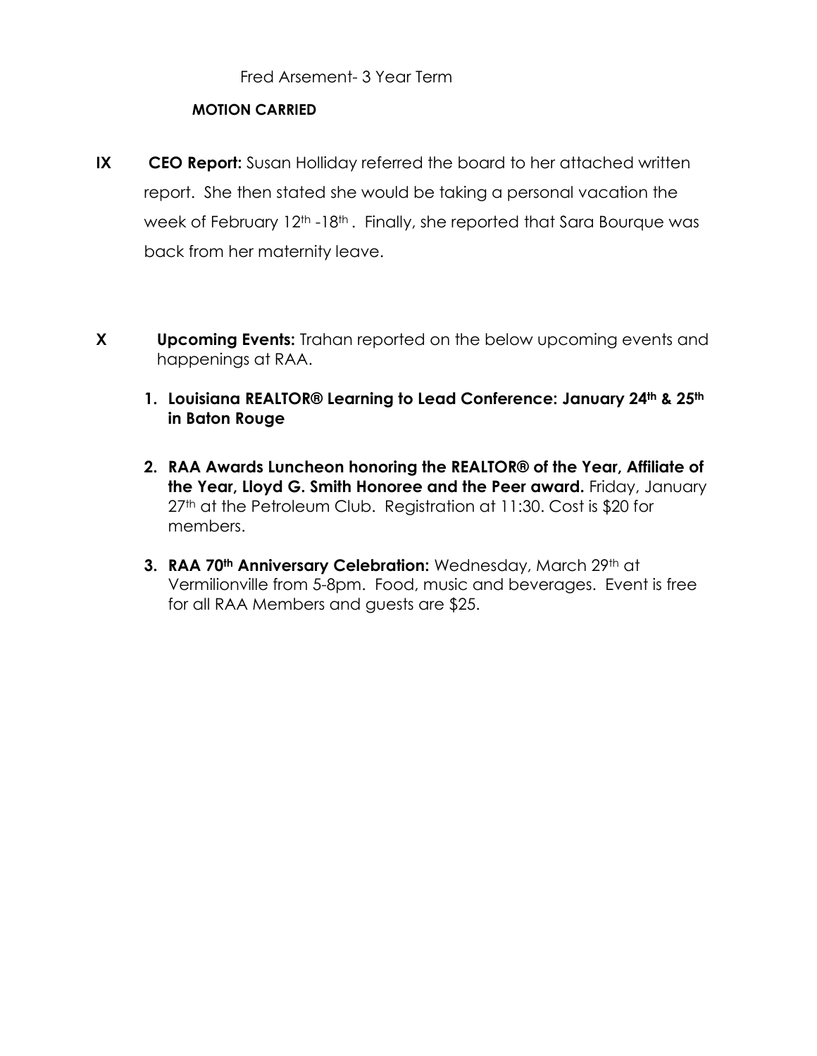Fred Arsement- 3 Year Term

**MOTION CARRIED**

**IX** **CEO Report:** Susan Holliday referred the board to her attached written report. She then stated she would be taking a personal vacation the week of February 12th -18th . Finally, she reported that Sara Bourque was back from her maternity leave.

**X** **Upcoming Events:** Trahan reported on the below upcoming events and happenings at RAA.

1. **Louisiana REALTOR® Learning to Lead Conference: January 24th & 25th in Baton Rouge**

2. **RAA Awards Luncheon honoring the REALTOR® of the Year, Affiliate of the Year, Lloyd G. Smith Honoree and the Peer award.** Friday, January 27th at the Petroleum Club. Registration at 11:30. Cost is $20 for members.

3. **RAA 70th Anniversary Celebration:** Wednesday, March 29th at Vermilionville from 5-8pm. Food, music and beverages. Event is free for all RAA Members and guests are $25.